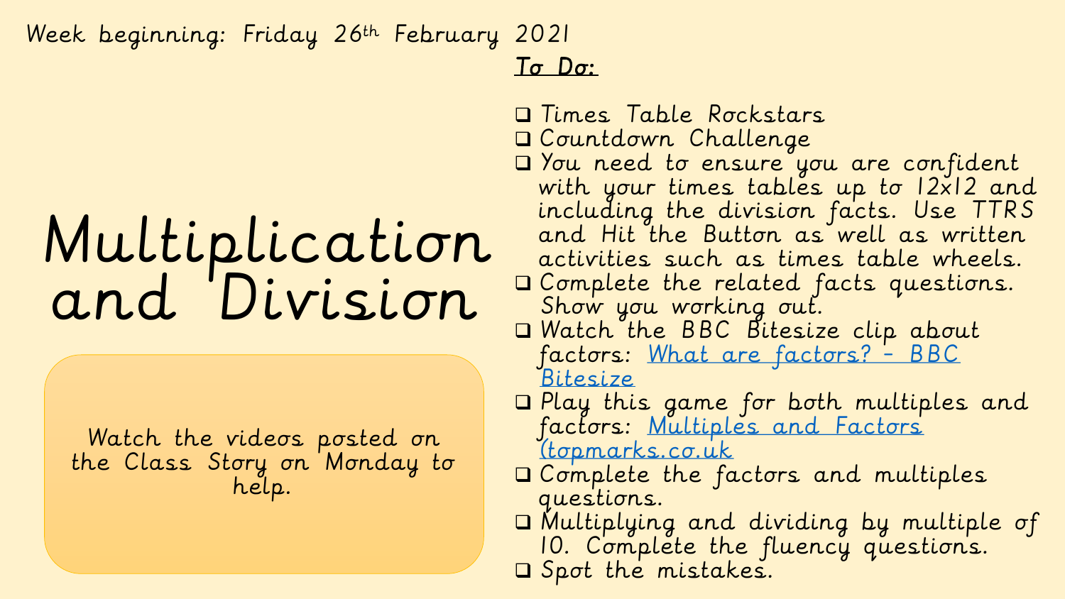Week beginning: Friday 26th February 2021

# Multiplication and Division

Watch the videos posted on the Class Story on Monday to help.

**To Do:**

- Times Table Rockstars
- Countdown Challenge
- You need to ensure you are confident with your times tables up to 12x12 and including the division facts. Use TTRS and Hit the Button as well as written activities such as times table wheels.
- Complete the related facts questions. Show you working out.
- Watch the BBC Bitesize clip about factors: [What are factors? - BBC Bitesize]
- Play this game for both multiples and factors: [Multiples and Factors (topmarks.co.uk]
- Complete the factors and multiples questions.
- Multiplying and dividing by multiple of 10. Complete the fluency questions.
- Spot the mistakes.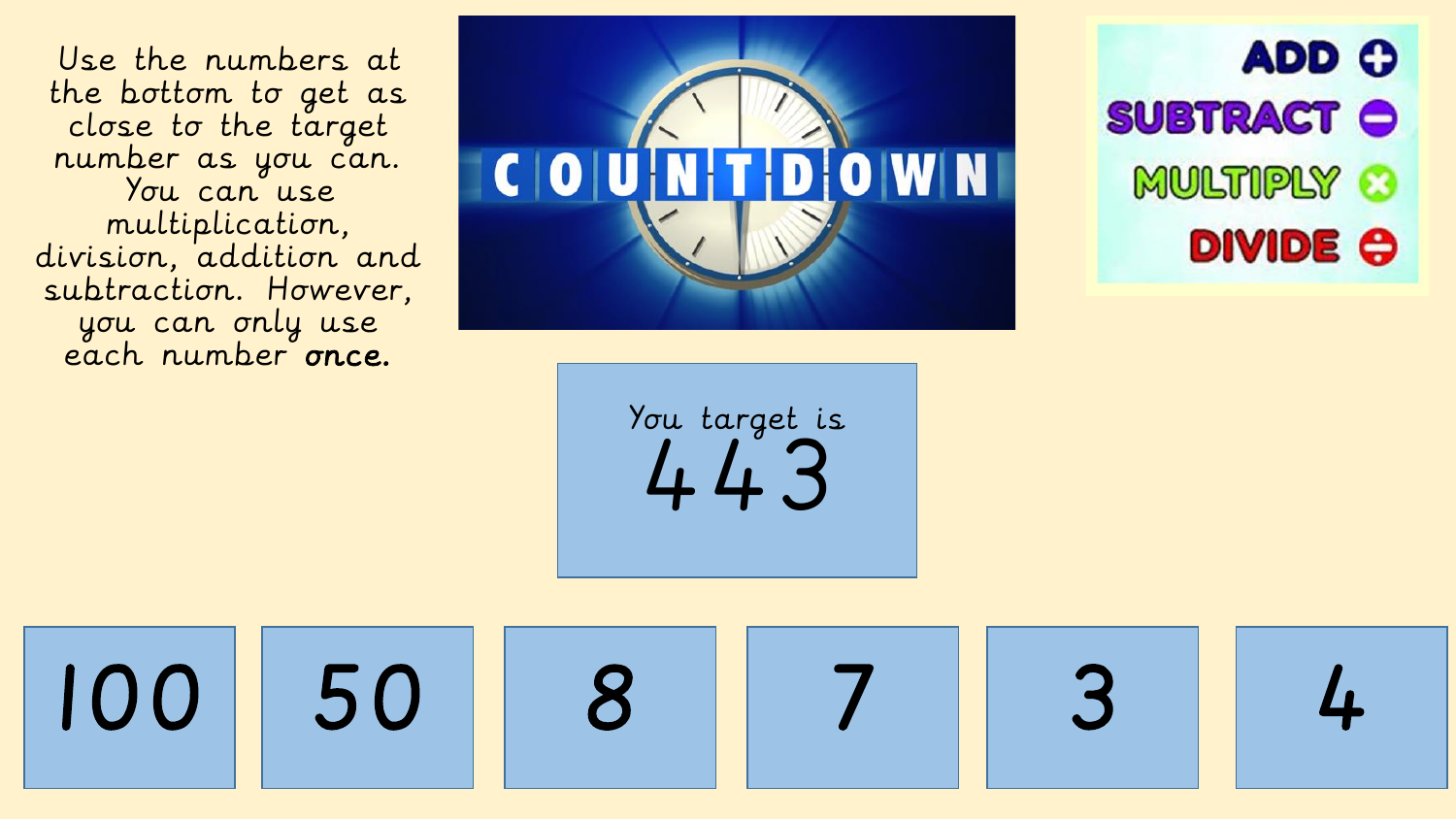Use the numbers at the bottom to get as close to the target number as you can. You can use multiplication, division, addition and subtraction. However, you can only use each number **once**.

COUNTDOWN

ADD +
SUBTRACT −
MULTIPLY ×
DIVIDE ÷

You target is

443

| 100 | 50 | 8 | 7 | 3 | 4 |
|---|---|---|---|---|---|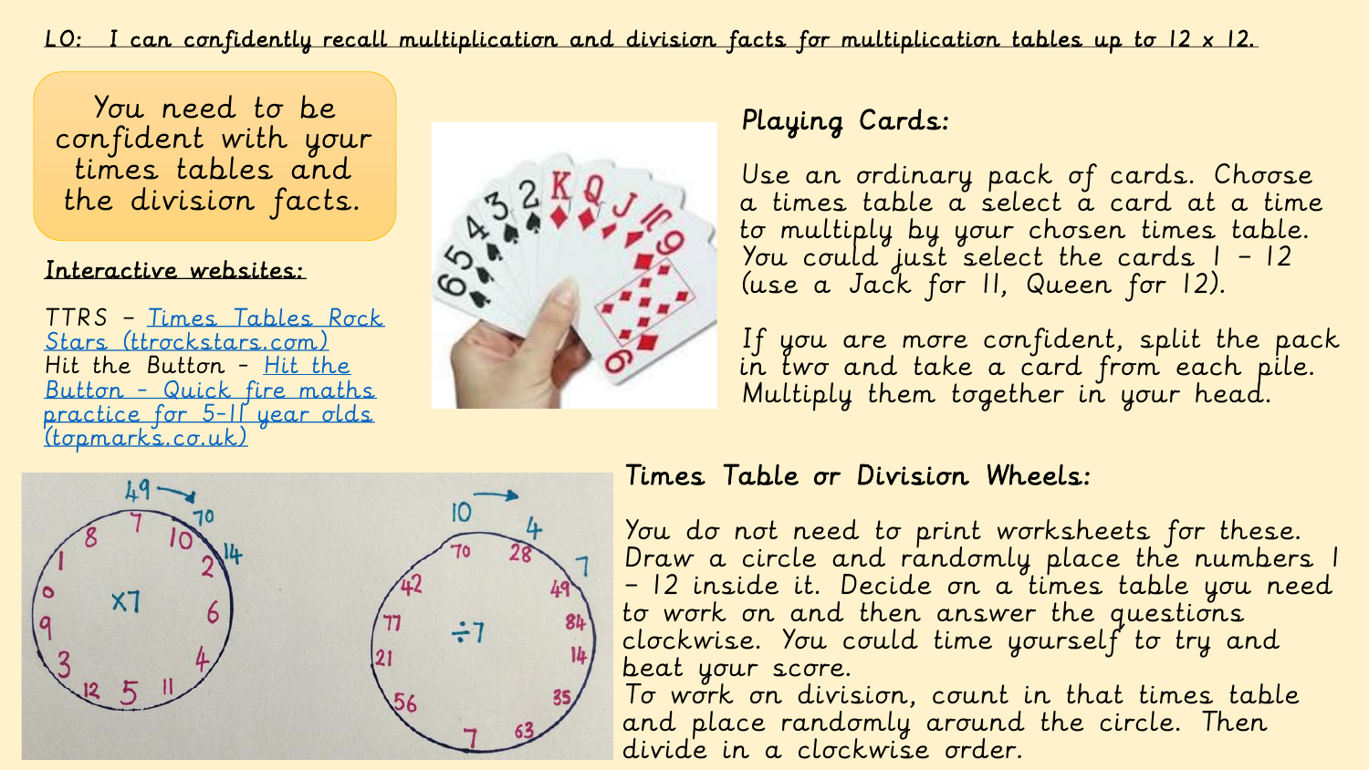LO: I can confidently recall multiplication and division facts for multiplication tables up to 12 x 12.

You need to be confident with your times tables and the division facts.

**Interactive websites:**

TTRS – [Times Tables Rock Stars (ttrockstars.com)](ttrockstars.com)
Hit the Button – [Hit the Button - Quick fire maths practice for 5-11 year olds (topmarks.co.uk)](topmarks.co.uk)

## Playing Cards:

Use an ordinary pack of cards. Choose a times table a select a card at a time to multiply by your chosen times table. You could just select the cards 1 – 12 (use a Jack for 11, Queen for 12).

If you are more confident, split the pack in two and take a card from each pile. Multiply them together in your head.

## Times Table or Division Wheels:

You do not need to print worksheets for these. Draw a circle and randomly place the numbers 1 – 12 inside it. Decide on a times table you need to work on and then answer the questions clockwise. You could time yourself to try and beat your score.
To work on division, count in that times table and place randomly around the circle. Then divide in a clockwise order.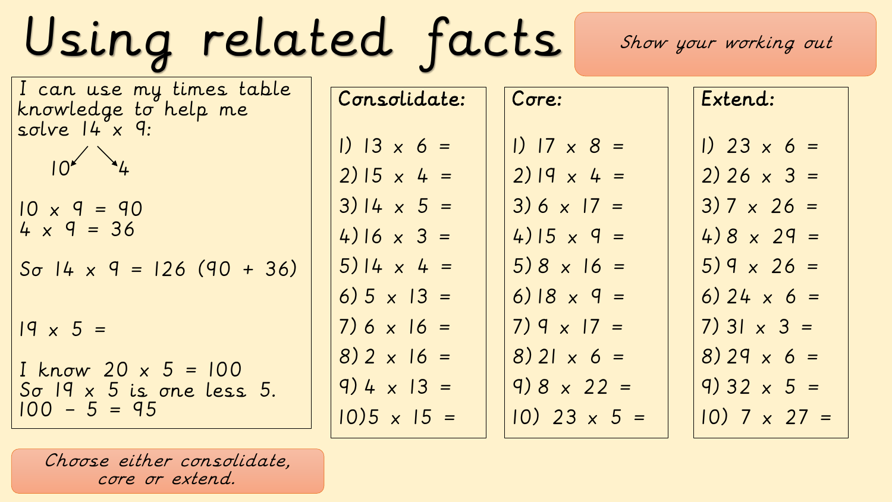# Using related facts

**Show your working out**

I can use my times table knowledge to help me solve 14 x 9:

10 ↙ ↘ 4

10 x 9 = 90
4 x 9 = 36

So 14 x 9 = 126 (90 + 36)

19 x 5 =

I know 20 x 5 = 100
So 19 x 5 is one less 5.
100 – 5 = 95

**Consolidate:**

1) 13 x 6 =
2) 15 x 4 =
3) 14 x 5 =
4) 16 x 3 =
5) 14 x 4 =
6) 5 x 13 =
7) 6 x 16 =
8) 2 x 16 =
9) 4 x 13 =
10) 5 x 15 =

**Core:**

1) 17 x 8 =
2) 19 x 4 =
3) 6 x 17 =
4) 15 x 9 =
5) 8 x 16 =
6) 18 x 9 =
7) 9 x 17 =
8) 21 x 6 =
9) 8 x 22 =
10) 23 x 5 =

**Extend:**

1) 23 x 6 =
2) 26 x 3 =
3) 7 x 26 =
4) 8 x 29 =
5) 9 x 26 =
6) 24 x 6 =
7) 31 x 3 =
8) 29 x 6 =
9) 32 x 5 =
10) 7 x 27 =

Choose either consolidate, core or extend.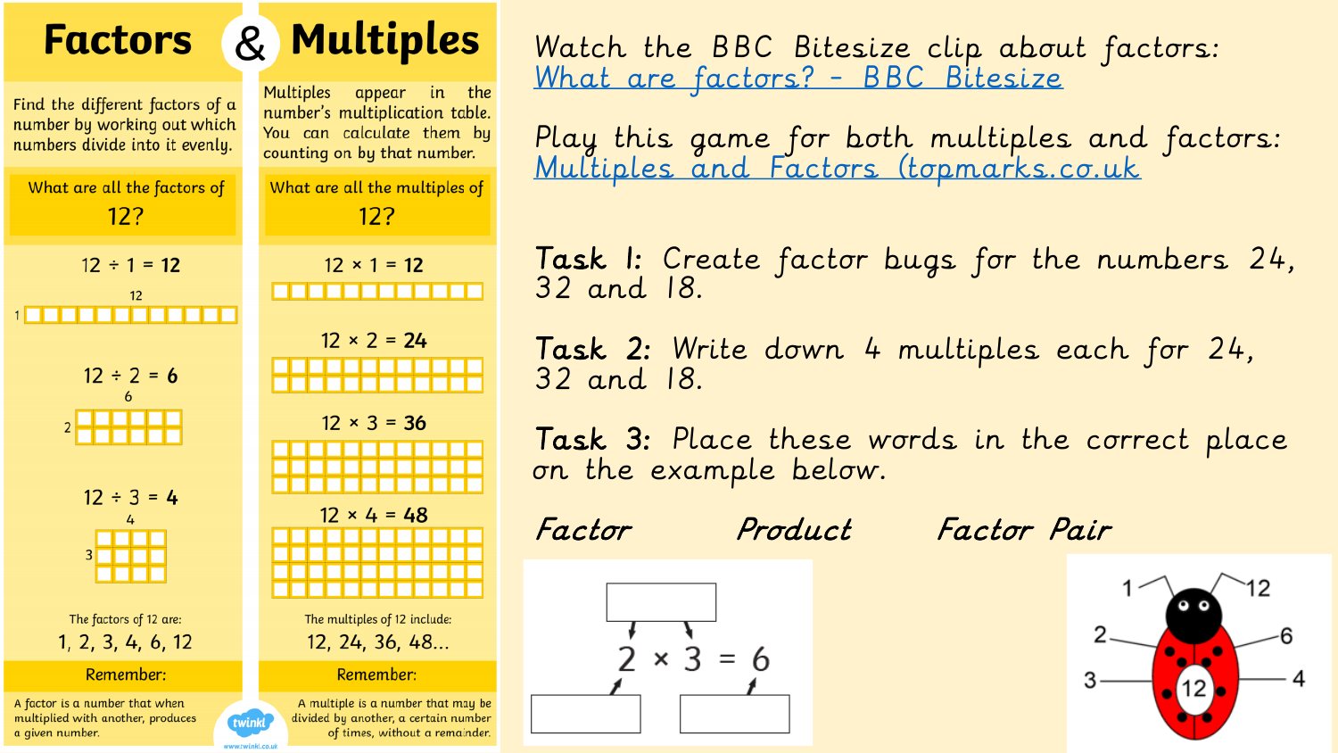# Factors & Multiples

## Factors

Find the different factors of a number by working out which numbers divide into it evenly.

**What are all the factors of 12?**

$12 \div 1 = 12$

$12 \div 2 = 6$

$12 \div 3 = 4$

The factors of 12 are:

1, 2, 3, 4, 6, 12

**Remember:**

A factor is a number that when multiplied with another, produces a given number.

## Multiples

Multiples appear in the number's multiplication table. You can calculate them by counting on by that number.

**What are all the multiples of 12?**

$12 \times 1 = 12$

$12 \times 2 = 24$

$12 \times 3 = 36$

$12 \times 4 = 48$

The multiples of 12 include:

12, 24, 36, 48...

**Remember:**

A multiple is a number that may be divided by another, a certain number of times, without a remainder.

---

Watch the BBC Bitesize clip about factors:
[What are factors? - BBC Bitesize]

Play this game for both multiples and factors:
[Multiples and Factors (topmarks.co.uk]

**Task 1:** Create factor bugs for the numbers 24, 32 and 18.

**Task 2:** Write down 4 multiples each for 24, 32 and 18.

**Task 3:** Place these words in the correct place on the example below.

*Factor* *Product* *Factor Pair*

$2 \times 3 = 6$

(Factor bug example for 12: 1, 12, 2, 6, 3, 4)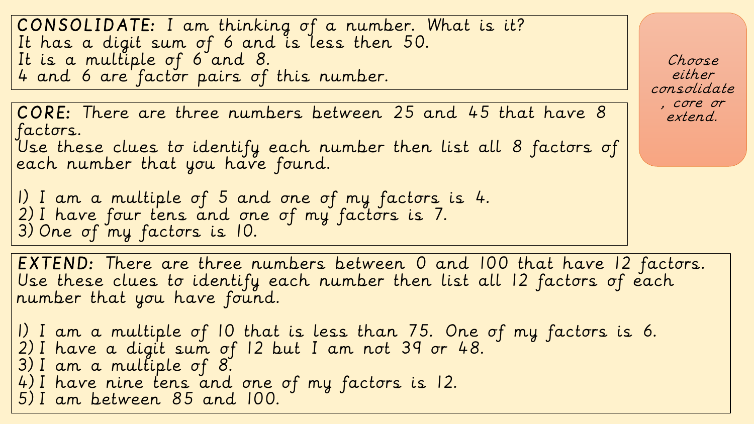**CONSOLIDATE:** I am thinking of a number. What is it?
It has a digit sum of 6 and is less then 50.
It is a multiple of 6 and 8.
4 and 6 are factor pairs of this number.

*Choose either consolidate, core or extend.*

**CORE:** There are three numbers between 25 and 45 that have 8 factors.
Use these clues to identify each number then list all 8 factors of each number that you have found.

1) I am a multiple of 5 and one of my factors is 4.
2) I have four tens and one of my factors is 7.
3) One of my factors is 10.

**EXTEND:** There are three numbers between 0 and 100 that have 12 factors.
Use these clues to identify each number then list all 12 factors of each number that you have found.

1) I am a multiple of 10 that is less than 75. One of my factors is 6.
2) I have a digit sum of 12 but I am not 39 or 48.
3) I am a multiple of 8.
4) I have nine tens and one of my factors is 12.
5) I am between 85 and 100.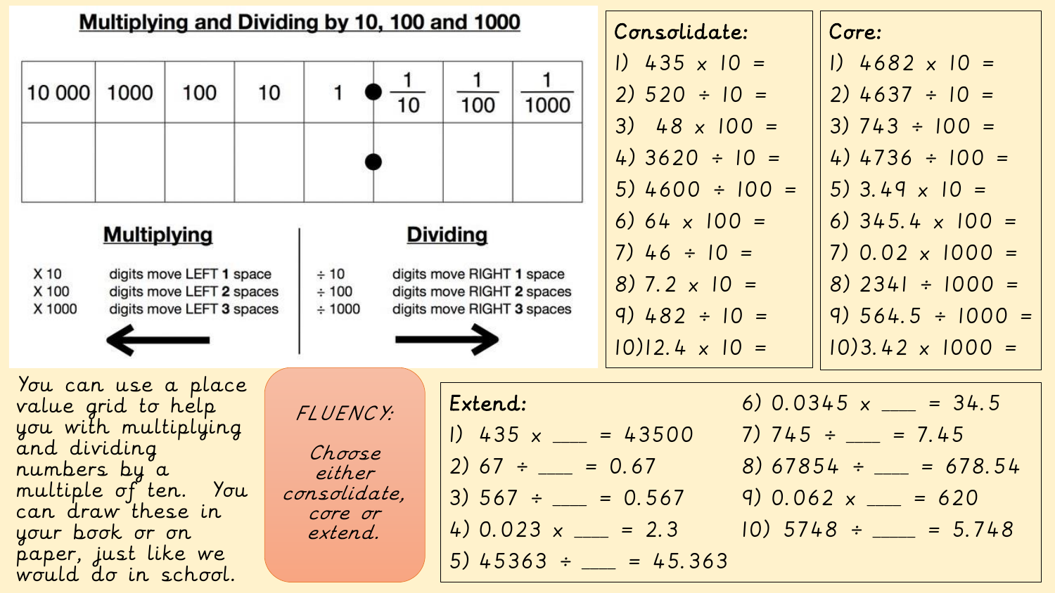## Multiplying and Dividing by 10, 100 and 1000

| 10 000 | 1000 | 100 | 10 | 1 | • | $\frac{1}{10}$ | $\frac{1}{100}$ | $\frac{1}{1000}$ |
|---|---|---|---|---|---|---|---|---|
| | | | | | • | | | |

### Multiplying

- X 10 — digits move LEFT **1** space
- X 100 — digits move LEFT **2** spaces
- X 1000 — digits move LEFT **3** spaces

←

### Dividing

- ÷ 10 — digits move RIGHT **1** space
- ÷ 100 — digits move RIGHT **2** spaces
- ÷ 1000 — digits move RIGHT **3** spaces

→

You can use a place value grid to help you with multiplying and dividing numbers by a multiple of ten. You can draw these in your book or on paper, just like we would do in school.

*FLUENCY:*

*Choose either consolidate, core or extend.*

**Consolidate:**

1) 435 x 10 =
2) 520 ÷ 10 =
3) 48 x 100 =
4) 3620 ÷ 10 =
5) 4600 ÷ 100 =
6) 64 x 100 =
7) 46 ÷ 10 =
8) 7.2 x 10 =
9) 482 ÷ 10 =
10) 12.4 x 10 =

**Core:**

1) 4682 x 10 =
2) 4637 ÷ 10 =
3) 743 ÷ 100 =
4) 4736 ÷ 100 =
5) 3.49 x 10 =
6) 345.4 x 100 =
7) 0.02 x 1000 =
8) 2341 ÷ 1000 =
9) 564.5 ÷ 1000 =
10) 3.42 x 1000 =

**Extend:**

1) 435 x ___ = 43500
2) 67 ÷ ___ = 0.67
3) 567 ÷ ___ = 0.567
4) 0.023 x ___ = 2.3
5) 45363 ÷ ___ = 45.363
6) 0.0345 x ___ = 34.5
7) 745 ÷ ___ = 7.45
8) 67854 ÷ ___ = 678.54
9) 0.062 x ___ = 620
10) 5748 ÷ ___ = 5.748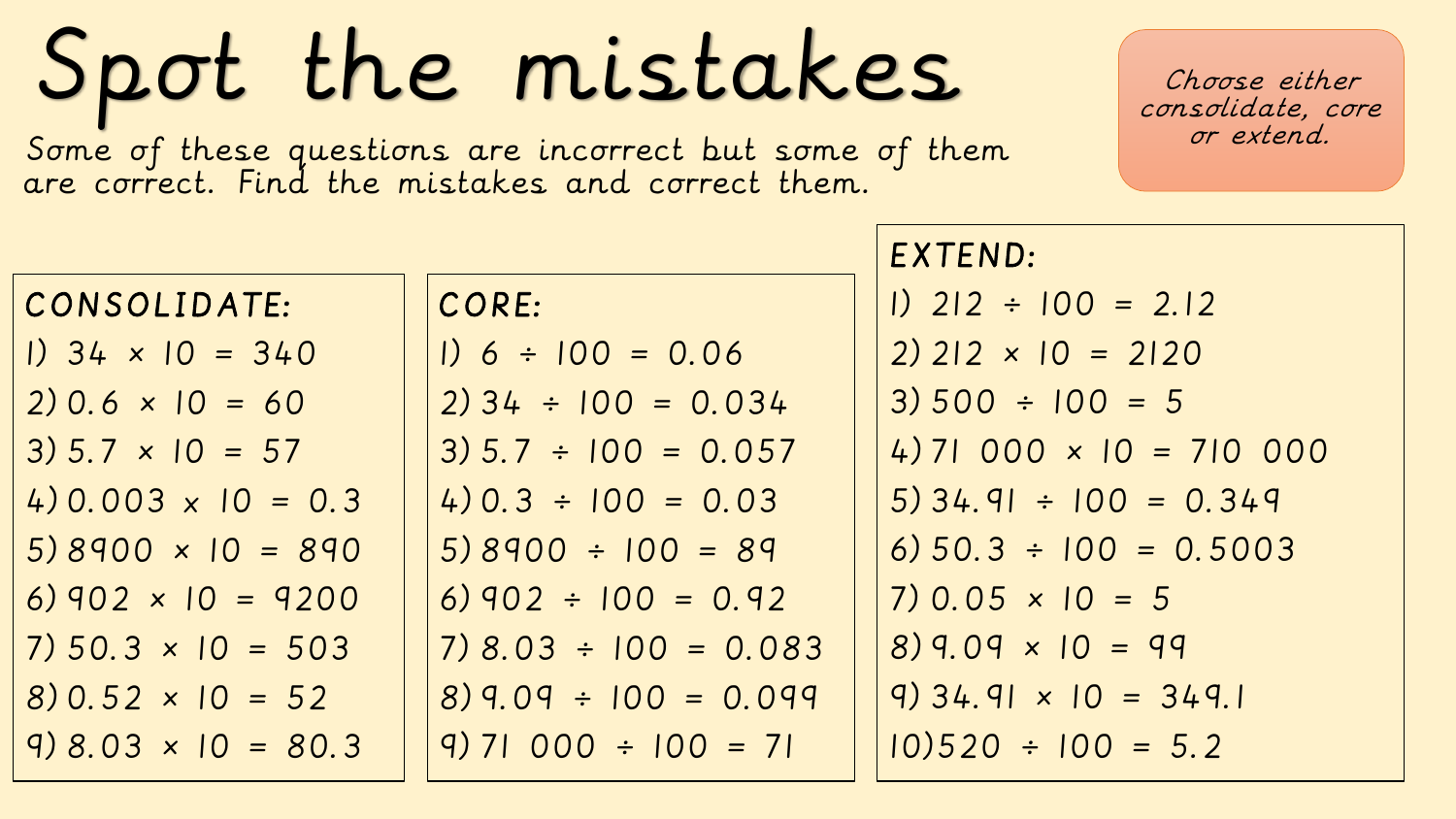# Spot the mistakes

Some of these questions are incorrect but some of them are correct. Find the mistakes and correct them.

Choose either consolidate, core or extend.

## CONSOLIDATE:

1) $34 \times 10 = 340$
2) $0.6 \times 10 = 60$
3) $5.7 \times 10 = 57$
4) $0.003 \times 10 = 0.3$
5) $8900 \times 10 = 890$
6) $902 \times 10 = 9200$
7) $50.3 \times 10 = 503$
8) $0.52 \times 10 = 52$
9) $8.03 \times 10 = 80.3$

## CORE:

1) $6 \div 100 = 0.06$
2) $34 \div 100 = 0.034$
3) $5.7 \div 100 = 0.057$
4) $0.3 \div 100 = 0.03$
5) $8900 \div 100 = 89$
6) $902 \div 100 = 0.92$
7) $8.03 \div 100 = 0.083$
8) $9.09 \div 100 = 0.099$
9) $71\ 000 \div 100 = 71$

## EXTEND:

1) $212 \div 100 = 2.12$
2) $212 \times 10 = 2120$
3) $500 \div 100 = 5$
4) $71\ 000 \times 10 = 710\ 000$
5) $34.91 \div 100 = 0.349$
6) $50.3 \div 100 = 0.5003$
7) $0.05 \times 10 = 5$
8) $9.09 \times 10 = 99$
9) $34.91 \times 10 = 349.1$
10) $520 \div 100 = 5.2$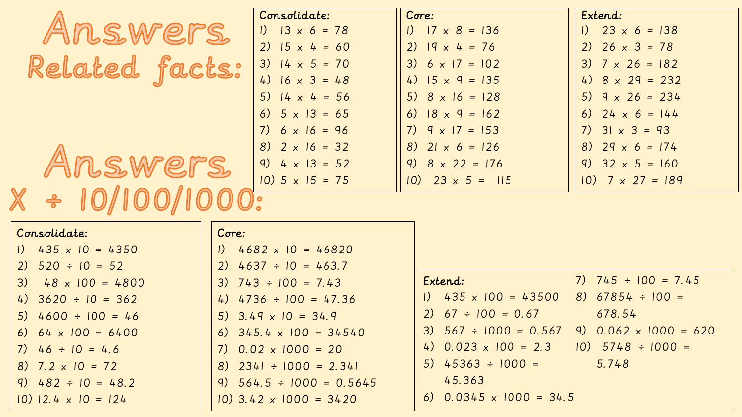# Answers
## Related facts:

**Consolidate:**

1) $13 \times 6 = 78$
2) $15 \times 4 = 60$
3) $14 \times 5 = 70$
4) $16 \times 3 = 48$
5) $14 \times 4 = 56$
6) $5 \times 13 = 65$
7) $6 \times 16 = 96$
8) $2 \times 16 = 32$
9) $4 \times 13 = 52$
10) $5 \times 15 = 75$

**Core:**

1) $17 \times 8 = 136$
2) $19 \times 4 = 76$
3) $6 \times 17 = 102$
4) $15 \times 9 = 135$
5) $8 \times 16 = 128$
6) $18 \times 9 = 162$
7) $9 \times 17 = 153$
8) $21 \times 6 = 126$
9) $8 \times 22 = 176$
10) $23 \times 5 = 115$

**Extend:**

1) $23 \times 6 = 138$
2) $26 \times 3 = 78$
3) $7 \times 26 = 182$
4) $8 \times 29 = 232$
5) $9 \times 26 = 234$
6) $24 \times 6 = 144$
7) $31 \times 3 = 93$
8) $29 \times 6 = 174$
9) $32 \times 5 = 160$
10) $7 \times 27 = 189$

# Answers
## $\times \div$ 10/100/1000:

**Consolidate:**

1) $435 \times 10 = 4350$
2) $520 \div 10 = 52$
3) $48 \times 100 = 4800$
4) $3620 \div 10 = 362$
5) $4600 \div 100 = 46$
6) $64 \times 100 = 6400$
7) $46 \div 10 = 4.6$
8) $7.2 \times 10 = 72$
9) $482 \div 10 = 48.2$
10) $12.4 \times 10 = 124$

**Core:**

1) $4682 \times 10 = 46820$
2) $4637 \div 10 = 463.7$
3) $743 \div 100 = 7.43$
4) $4736 \div 100 = 47.36$
5) $3.49 \times 10 = 34.9$
6) $345.4 \times 100 = 34540$
7) $0.02 \times 1000 = 20$
8) $2341 \div 1000 = 2.341$
9) $564.5 \div 1000 = 0.5645$
10) $3.42 \times 1000 = 3420$

**Extend:**

1) $435 \times 100 = 43500$
2) $67 \div 100 = 0.67$
3) $567 \div 1000 = 0.567$
4) $0.023 \times 100 = 2.3$
5) $45363 \div 1000 = 45.363$
6) $0.0345 \times 1000 = 34.5$
7) $745 \div 100 = 7.45$
8) $67854 \div 100 = 678.54$
9) $0.062 \times 1000 = 620$
10) $5748 \div 1000 = 5.748$